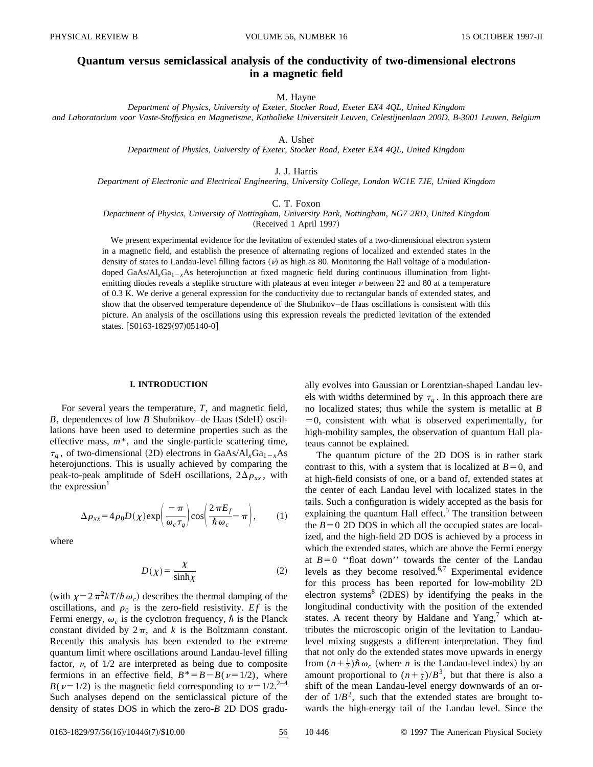# Quantum versus semiclassical analysis of the conductivity of two-dimensional electrons in a magnetic field

M. Hayne

*Department of Physics, University of Exeter, Stocker Road, Exeter EX4 4QL, United Kingdom*
*and Laboratorium voor Vaste-Stoffysica en Magnetisme, Katholieke Universiteit Leuven, Celestijnenlaan 200D, B-3001 Leuven, Belgium*

A. Usher

*Department of Physics, University of Exeter, Stocker Road, Exeter EX4 4QL, United Kingdom*

J. J. Harris

*Department of Electronic and Electrical Engineering, University College, London WC1E 7JE, United Kingdom*

C. T. Foxon

*Department of Physics, University of Nottingham, University Park, Nottingham, NG7 2RD, United Kingdom*

(Received 1 April 1997)

We present experimental evidence for the levitation of extended states of a two-dimensional electron system in a magnetic field, and establish the presence of alternating regions of localized and extended states in the density of states to Landau-level filling factors ($\nu$) as high as 80. Monitoring the Hall voltage of a modulation-doped GaAs/Al$_x$Ga$_{1-x}$As heterojunction at fixed magnetic field during continuous illumination from light-emitting diodes reveals a steplike structure with plateaus at even integer $\nu$ between 22 and 80 at a temperature of 0.3 K. We derive a general expression for the conductivity due to rectangular bands of extended states, and show that the observed temperature dependence of the Shubnikov–de Haas oscillations is consistent with this picture. An analysis of the oscillations using this expression reveals the predicted levitation of the extended states. [S0163-1829(97)05140-0]

## I. INTRODUCTION

For several years the temperature, $T$, and magnetic field, $B$, dependences of low $B$ Shubnikov–de Haas (SdeH) oscillations have been used to determine properties such as the effective mass, $m^*$, and the single-particle scattering time, $\tau_q$, of two-dimensional (2D) electrons in GaAs/Al$_x$Ga$_{1-x}$As heterojunctions. This is usually achieved by comparing the peak-to-peak amplitude of SdeH oscillations, $2\Delta\rho_{xx}$, with the expression[1]

$$\Delta\rho_{xx}=4\rho_0 D(\chi)\exp\left(\frac{-\pi}{\omega_c\tau_q}\right)\cos\left(\frac{2\pi E_f}{\hbar\omega_c}-\pi\right), \tag{1}$$

where

$$D(\chi)=\frac{\chi}{\sinh\chi} \tag{2}$$

(with $\chi=2\pi^2 kT/\hbar\omega_c$) describes the thermal damping of the oscillations, and $\rho_0$ is the zero-field resistivity. $Ef$ is the Fermi energy, $\omega_c$ is the cyclotron frequency, $\hbar$ is the Planck constant divided by $2\pi$, and $k$ is the Boltzmann constant. Recently this analysis has been extended to the extreme quantum limit where oscillations around Landau-level filling factor, $\nu$, of 1/2 are interpreted as being due to composite fermions in an effective field, $B^*=B-B(\nu=1/2)$, where $B(\nu=1/2)$ is the magnetic field corresponding to $\nu=1/2$.[2–4] Such analyses depend on the semiclassical picture of the density of states DOS in which the zero-$B$ 2D DOS gradually evolves into Gaussian or Lorentzian-shaped Landau levels with widths determined by $\tau_q$. In this approach there are no localized states; thus while the system is metallic at $B=0$, consistent with what is observed experimentally, for high-mobility samples, the observation of quantum Hall plateaus cannot be explained.

The quantum picture of the 2D DOS is in rather stark contrast to this, with a system that is localized at $B=0$, and at high-field consists of one, or a band of, extended states at the center of each Landau level with localized states in the tails. Such a configuration is widely accepted as the basis for explaining the quantum Hall effect.[5] The transition between the $B=0$ 2D DOS in which all the occupied states are localized, and the high-field 2D DOS is achieved by a process in which the extended states, which are above the Fermi energy at $B=0$ "float down" towards the center of the Landau levels as they become resolved.[6,7] Experimental evidence for this process has been reported for low-mobility 2D electron systems[8] (2DES) by identifying the peaks in the longitudinal conductivity with the position of the extended states. A recent theory by Haldane and Yang,[7] which attributes the microscopic origin of the levitation to Landau-level mixing suggests a different interpretation. They find that not only do the extended states move upwards in energy from $(n+\frac{1}{2})\hbar\omega_c$ (where $n$ is the Landau-level index) by an amount proportional to $(n+\frac{1}{2})/B^3$, but that there is also a shift of the mean Landau-level energy downwards of an order of $1/B^2$, such that the extended states are brought towards the high-energy tail of the Landau level. Since the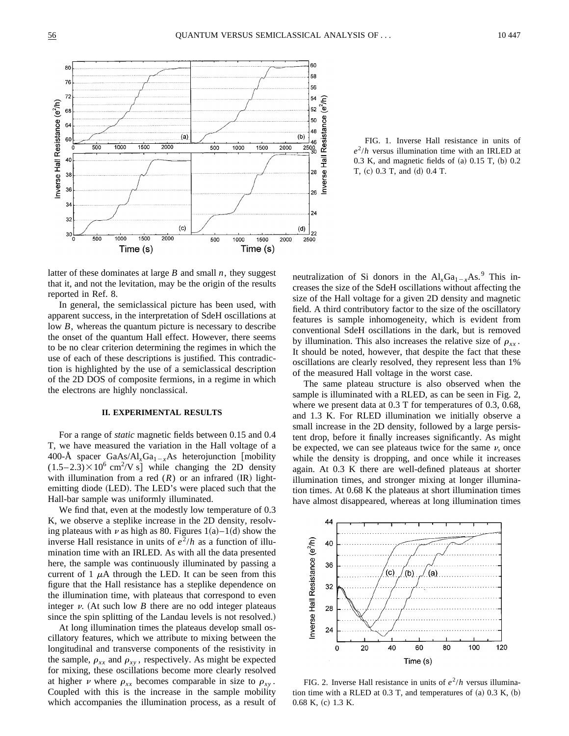FIG. 1. Inverse Hall resistance in units of $e^2/h$ versus illumination time with an IRLED at 0.3 K, and magnetic fields of (a) 0.15 T, (b) 0.2 T, (c) 0.3 T, and (d) 0.4 T.

latter of these dominates at large $B$ and small $n$, they suggest that it, and not the levitation, may be the origin of the results reported in Ref. 8.

In general, the semiclassical picture has been used, with apparent success, in the interpretation of SdeH oscillations at low $B$, whereas the quantum picture is necessary to describe the onset of the quantum Hall effect. However, there seems to be no clear criterion determining the regimes in which the use of each of these descriptions is justified. This contradiction is highlighted by the use of a semiclassical description of the 2D DOS of composite fermions, in a regime in which the electrons are highly nonclassical.

## II. EXPERIMENTAL RESULTS

For a range of *static* magnetic fields between 0.15 and 0.4 T, we have measured the variation in the Hall voltage of a 400-Å spacer GaAs/$Al_xGa_{1-x}$As heterojunction [mobility $(1.5–2.3)\times10^6$ cm$^2$/V s] while changing the 2D density with illumination from a red ($R$) or an infrared (IR) light-emitting diode (LED). The LED's were placed such that the Hall-bar sample was uniformly illuminated.

We find that, even at the modestly low temperature of 0.3 K, we observe a steplike increase in the 2D density, resolving plateaus with $\nu$ as high as 80. Figures 1(a)–1(d) show the inverse Hall resistance in units of $e^2/h$ as a function of illumination time with an IRLED. As with all the data presented here, the sample was continuously illuminated by passing a current of 1 $\mu$A through the LED. It can be seen from this figure that the Hall resistance has a steplike dependence on the illumination time, with plateaus that correspond to even integer $\nu$. (At such low $B$ there are no odd integer plateaus since the spin splitting of the Landau levels is not resolved.)

At long illumination times the plateaus develop small oscillatory features, which we attribute to mixing between the longitudinal and transverse components of the resistivity in the sample, $\rho_{xx}$ and $\rho_{xy}$, respectively. As might be expected for mixing, these oscillations become more clearly resolved at higher $\nu$ where $\rho_{xx}$ becomes comparable in size to $\rho_{xy}$. Coupled with this is the increase in the sample mobility which accompanies the illumination process, as a result of neutralization of Si donors in the $Al_xGa_{1-x}$As.[9] This increases the size of the SdeH oscillations without affecting the size of the Hall voltage for a given 2D density and magnetic field. A third contributory factor to the size of the oscillatory features is sample inhomogeneity, which is evident from conventional SdeH oscillations in the dark, but is removed by illumination. This also increases the relative size of $\rho_{xx}$. It should be noted, however, that despite the fact that these oscillations are clearly resolved, they represent less than 1% of the measured Hall voltage in the worst case.

The same plateau structure is also observed when the sample is illuminated with a RLED, as can be seen in Fig. 2, where we present data at 0.3 T for temperatures of 0.3, 0.68, and 1.3 K. For RLED illumination we initially observe a small increase in the 2D density, followed by a large persistent drop, before it finally increases significantly. As might be expected, we can see plateaus twice for the same $\nu$, once while the density is dropping, and once while it increases again. At 0.3 K there are well-defined plateaus at shorter illumination times, and stronger mixing at longer illumination times. At 0.68 K the plateaus at short illumination times have almost disappeared, whereas at long illumination times

FIG. 2. Inverse Hall resistance in units of $e^2/h$ versus illumination time with a RLED at 0.3 T, and temperatures of (a) 0.3 K, (b) 0.68 K, (c) 1.3 K.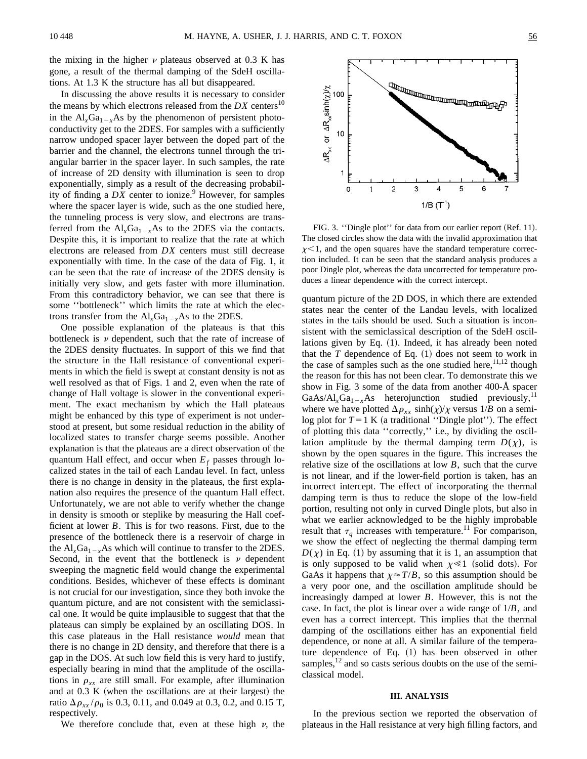the mixing in the higher $\nu$ plateaus observed at 0.3 K has gone, a result of the thermal damping of the SdeH oscillations. At 1.3 K the structure has all but disappeared.

In discussing the above results it is necessary to consider the means by which electrons released from the *DX* centers[10] in the $Al_xGa_{1-x}As$ by the phenomenon of persistent photoconductivity get to the 2DES. For samples with a sufficiently narrow undoped spacer layer between the doped part of the barrier and the channel, the electrons tunnel through the triangular barrier in the spacer layer. In such samples, the rate of increase of 2D density with illumination is seen to drop exponentially, simply as a result of the decreasing probability of finding a *DX* center to ionize.[9] However, for samples where the spacer layer is wide, such as the one studied here, the tunneling process is very slow, and electrons are transferred from the $Al_xGa_{1-x}As$ to the 2DES via the contacts. Despite this, it is important to realize that the rate at which electrons are released from *DX* centers must still decrease exponentially with time. In the case of the data of Fig. 1, it can be seen that the rate of increase of the 2DES density is initially very slow, and gets faster with more illumination. From this contradictory behavior, we can see that there is some ''bottleneck'' which limits the rate at which the electrons transfer from the $Al_xGa_{1-x}As$ to the 2DES.

One possible explanation of the plateaus is that this bottleneck is $\nu$ dependent, such that the rate of increase of the 2DES density fluctuates. In support of this we find that the structure in the Hall resistance of conventional experiments in which the field is swept at constant density is not as well resolved as that of Figs. 1 and 2, even when the rate of change of Hall voltage is slower in the conventional experiment. The exact mechanism by which the Hall plateaus might be enhanced by this type of experiment is not understood at present, but some residual reduction in the ability of localized states to transfer charge seems possible. Another explanation is that the plateaus are a direct observation of the quantum Hall effect, and occur when $E_f$ passes through localized states in the tail of each Landau level. In fact, unless there is no change in density in the plateaus, the first explanation also requires the presence of the quantum Hall effect. Unfortunately, we are not able to verify whether the change in density is smooth or steplike by measuring the Hall coefficient at lower $B$. This is for two reasons. First, due to the presence of the bottleneck there is a reservoir of charge in the $Al_xGa_{1-x}As$ which will continue to transfer to the 2DES. Second, in the event that the bottleneck is $\nu$ dependent sweeping the magnetic field would change the experimental conditions. Besides, whichever of these effects is dominant is not crucial for our investigation, since they both invoke the quantum picture, and are not consistent with the semiclassical one. It would be quite implausible to suggest that the plateaus can simply be explained by an oscillating DOS. In this case plateaus in the Hall resistance *would* mean that there is no change in 2D density, and therefore that there is a gap in the DOS. At such low field this is very hard to justify, especially bearing in mind that the amplitude of the oscillations in $\rho_{xx}$ are still small. For example, after illumination and at 0.3 K (when the oscillations are at their largest) the ratio $\Delta\rho_{xx}/\rho_0$ is 0.3, 0.11, and 0.049 at 0.3, 0.2, and 0.15 T, respectively.

We therefore conclude that, even at these high $\nu$, the quantum picture of the 2D DOS, in which there are extended states near the center of the Landau levels, with localized states in the tails should be used. Such a situation is inconsistent with the semiclassical description of the SdeH oscillations given by Eq. (1). Indeed, it has already been noted that the $T$ dependence of Eq. (1) does not seem to work in the case of samples such as the one studied here,[11,12] though the reason for this has not been clear. To demonstrate this we show in Fig. 3 some of the data from another 400-Å spacer $GaAs/Al_xGa_{1-x}As$ heterojunction studied previously,[11] where we have plotted $\Delta\rho_{xx}\sinh(\chi)/\chi$ versus $1/B$ on a semilog plot for $T = 1$ K (a traditional ''Dingle plot''). The effect of plotting this data ''correctly,'' i.e., by dividing the oscillation amplitude by the thermal damping term $D(\chi)$, is shown by the open squares in the figure. This increases the relative size of the oscillations at low $B$, such that the curve is not linear, and if the lower-field portion is taken, has an incorrect intercept. The effect of incorporating the thermal damping term is thus to reduce the slope of the low-field portion, resulting not only in curved Dingle plots, but also in what we earlier acknowledged to be the highly improbable result that $\tau_q$ increases with temperature.[11] For comparison, we show the effect of neglecting the thermal damping term $D(\chi)$ in Eq. (1) by assuming that it is 1, an assumption that is only supposed to be valid when $\chi \ll 1$ (solid dots). For GaAs it happens that $\chi \approx T/B$, so this assumption should be a very poor one, and the oscillation amplitude should be increasingly damped at lower $B$. However, this is not the case. In fact, the plot is linear over a wide range of $1/B$, and even has a correct intercept. This implies that the thermal damping of the oscillations either has an exponential field dependence, or none at all. A similar failure of the temperature dependence of Eq. (1) has been observed in other samples,[12] and so casts serious doubts on the use of the semiclassical model.

FIG. 3. ''Dingle plot'' for data from our earlier report (Ref. 11). The closed circles show the data with the invalid approximation that $\chi < 1$, and the open squares have the standard temperature correction included. It can be seen that the standard analysis produces a poor Dingle plot, whereas the data uncorrected for temperature produces a linear dependence with the correct intercept.

## III. ANALYSIS

In the previous section we reported the observation of plateaus in the Hall resistance at very high filling factors, and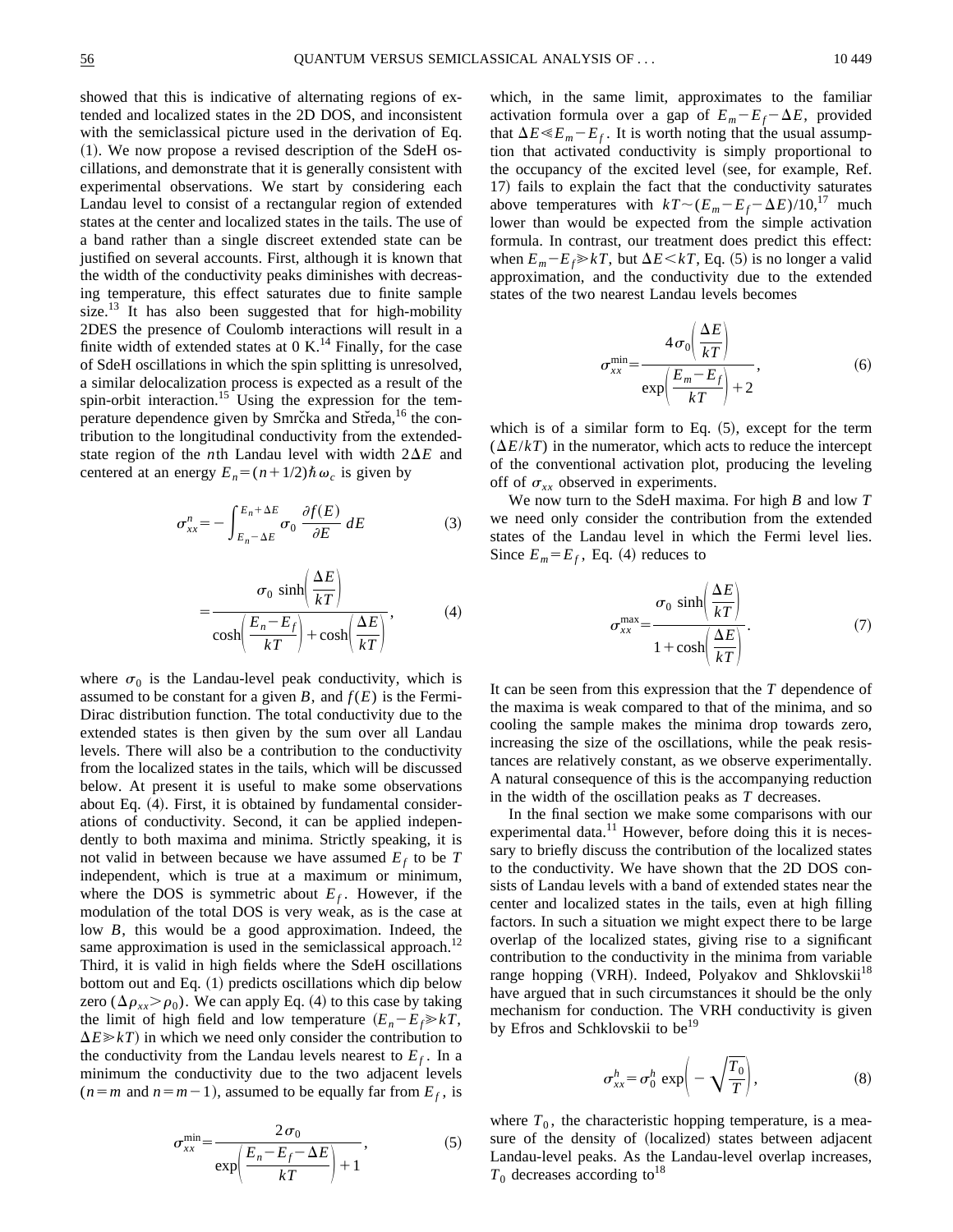showed that this is indicative of alternating regions of extended and localized states in the 2D DOS, and inconsistent with the semiclassical picture used in the derivation of Eq. (1). We now propose a revised description of the SdeH oscillations, and demonstrate that it is generally consistent with experimental observations. We start by considering each Landau level to consist of a rectangular region of extended states at the center and localized states in the tails. The use of a band rather than a single discreet extended state can be justified on several accounts. First, although it is known that the width of the conductivity peaks diminishes with decreasing temperature, this effect saturates due to finite sample size.[13] It has also been suggested that for high-mobility 2DES the presence of Coulomb interactions will result in a finite width of extended states at 0 K.[14] Finally, for the case of SdeH oscillations in which the spin splitting is unresolved, a similar delocalization process is expected as a result of the spin-orbit interaction.[15] Using the expression for the temperature dependence given by Smrčka and Středa,[16] the contribution to the longitudinal conductivity from the extended-state region of the $n$th Landau level with width $2\Delta E$ and centered at an energy $E_n=(n+1/2)\hbar\omega_c$ is given by

$$\sigma_{xx}^n = -\int_{E_n-\Delta E}^{E_n+\Delta E} \sigma_0 \frac{\partial f(E)}{\partial E}\, dE \tag{3}$$

$$= \frac{\sigma_0 \sinh\left(\frac{\Delta E}{kT}\right)}{\cosh\left(\frac{E_n-E_f}{kT}\right)+\cosh\left(\frac{\Delta E}{kT}\right)}, \tag{4}$$

where $\sigma_0$ is the Landau-level peak conductivity, which is assumed to be constant for a given $B$, and $f(E)$ is the Fermi-Dirac distribution function. The total conductivity due to the extended states is then given by the sum over all Landau levels. There will also be a contribution to the conductivity from the localized states in the tails, which will be discussed below. At present it is useful to make some observations about Eq. (4). First, it is obtained by fundamental considerations of conductivity. Second, it can be applied independently to both maxima and minima. Strictly speaking, it is not valid in between because we have assumed $E_f$ to be $T$ independent, which is true at a maximum or minimum, where the DOS is symmetric about $E_f$. However, if the modulation of the total DOS is very weak, as is the case at low $B$, this would be a good approximation. Indeed, the same approximation is used in the semiclassical approach.[12] Third, it is valid in high fields where the SdeH oscillations bottom out and Eq. (1) predicts oscillations which dip below zero ($\Delta\rho_{xx}>\rho_0$). We can apply Eq. (4) to this case by taking the limit of high field and low temperature ($E_n-E_f\gg kT$, $\Delta E\gg kT$) in which we need only consider the contribution to the conductivity from the Landau levels nearest to $E_f$. In a minimum the conductivity due to the two adjacent levels ($n=m$ and $n=m-1$), assumed to be equally far from $E_f$, is

$$\sigma_{xx}^{\min} = \frac{2\sigma_0}{\exp\left(\frac{E_n-E_f-\Delta E}{kT}\right)+1}, \tag{5}$$

which, in the same limit, approximates to the familiar activation formula over a gap of $E_m-E_f-\Delta E$, provided that $\Delta E \ll E_m-E_f$. It is worth noting that the usual assumption that activated conductivity is simply proportional to the occupancy of the excited level (see, for example, Ref. 17) fails to explain the fact that the conductivity saturates above temperatures with $kT\sim(E_m-E_f-\Delta E)/10$,[17] much lower than would be expected from the simple activation formula. In contrast, our treatment does predict this effect: when $E_m-E_f\gg kT$, but $\Delta E<kT$, Eq. (5) is no longer a valid approximation, and the conductivity due to the extended states of the two nearest Landau levels becomes

$$\sigma_{xx}^{\min} = \frac{4\sigma_0\left(\frac{\Delta E}{kT}\right)}{\exp\left(\frac{E_m-E_f}{kT}\right)+2}, \tag{6}$$

which is of a similar form to Eq. (5), except for the term $(\Delta E/kT)$ in the numerator, which acts to reduce the intercept of the conventional activation plot, producing the leveling off of $\sigma_{xx}$ observed in experiments.

We now turn to the SdeH maxima. For high $B$ and low $T$ we need only consider the contribution from the extended states of the Landau level in which the Fermi level lies. Since $E_m=E_f$, Eq. (4) reduces to

$$\sigma_{xx}^{\max} = \frac{\sigma_0 \sinh\left(\frac{\Delta E}{kT}\right)}{1+\cosh\left(\frac{\Delta E}{kT}\right)}. \tag{7}$$

It can be seen from this expression that the $T$ dependence of the maxima is weak compared to that of the minima, and so cooling the sample makes the minima drop towards zero, increasing the size of the oscillations, while the peak resistances are relatively constant, as we observe experimentally. A natural consequence of this is the accompanying reduction in the width of the oscillation peaks as $T$ decreases.

In the final section we make some comparisons with our experimental data.[11] However, before doing this it is necessary to briefly discuss the contribution of the localized states to the conductivity. We have shown that the 2D DOS consists of Landau levels with a band of extended states near the center and localized states in the tails, even at high filling factors. In such a situation we might expect there to be large overlap of the localized states, giving rise to a significant contribution to the conductivity in the minima from variable range hopping (VRH). Indeed, Polyakov and Shklovskii[18] have argued that in such circumstances it should be the only mechanism for conduction. The VRH conductivity is given by Efros and Schklovskii to be[19]

$$\sigma_{xx}^h = \sigma_0^h \exp\left(-\sqrt{\frac{T_0}{T}}\right), \tag{8}$$

where $T_0$, the characteristic hopping temperature, is a measure of the density of (localized) states between adjacent Landau-level peaks. As the Landau-level overlap increases, $T_0$ decreases according to[18]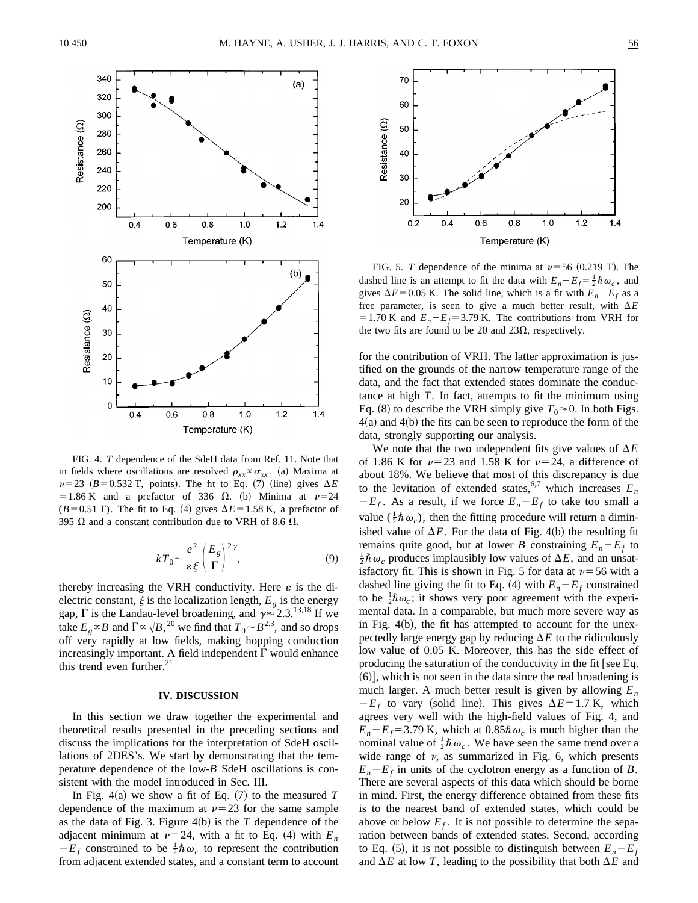FIG. 4. $T$ dependence of the SdeH data from Ref. 11. Note that in fields where oscillations are resolved $\rho_{xx} \propto \sigma_{xx}$. (a) Maxima at $\nu=23$ ($B=0.532$ T, points). The fit to Eq. (7) (line) gives $\Delta E = 1.86$ K and a prefactor of 336 $\Omega$. (b) Minima at $\nu=24$ ($B=0.51$ T). The fit to Eq. (4) gives $\Delta E = 1.58$ K, a prefactor of 395 $\Omega$ and a constant contribution due to VRH of 8.6 $\Omega$.

$$kT_0 \sim \frac{e^2}{\varepsilon \xi} \left( \frac{E_g}{\Gamma} \right)^{2\gamma}, \tag{9}$$

thereby increasing the VRH conductivity. Here $\varepsilon$ is the dielectric constant, $\xi$ is the localization length, $E_g$ is the energy gap, $\Gamma$ is the Landau-level broadening, and $\gamma \approx 2.3$.[13,18] If we take $E_g \propto B$ and $\Gamma \propto \sqrt{B}$,[20] we find that $T_0 \sim B^{2.3}$, and so drops off very rapidly at low fields, making hopping conduction increasingly important. A field independent $\Gamma$ would enhance this trend even further.[21]

## IV. DISCUSSION

In this section we draw together the experimental and theoretical results presented in the preceding sections and discuss the implications for the interpretation of SdeH oscillations of 2DES's. We start by demonstrating that the temperature dependence of the low-$B$ SdeH oscillations is consistent with the model introduced in Sec. III.

In Fig. 4(a) we show a fit of Eq. (7) to the measured $T$ dependence of the maximum at $\nu=23$ for the same sample as the data of Fig. 3. Figure 4(b) is the $T$ dependence of the adjacent minimum at $\nu=24$, with a fit to Eq. (4) with $E_n - E_f$ constrained to be $\frac{1}{2}\hbar\omega_c$ to represent the contribution from adjacent extended states, and a constant term to account for the contribution of VRH. The latter approximation is justified on the grounds of the narrow temperature range of the data, and the fact that extended states dominate the conductance at high $T$. In fact, attempts to fit the minimum using Eq. (8) to describe the VRH simply give $T_0 \approx 0$. In both Figs. 4(a) and 4(b) the fits can be seen to reproduce the form of the data, strongly supporting our analysis.

FIG. 5. $T$ dependence of the minima at $\nu=56$ (0.219 T). The dashed line is an attempt to fit the data with $E_n - E_f = \frac{1}{2}\hbar\omega_c$, and gives $\Delta E = 0.05$ K. The solid line, which is a fit with $E_n - E_f$ as a free parameter, is seen to give a much better result, with $\Delta E = 1.70$ K and $E_n - E_f = 3.79$ K. The contributions from VRH for the two fits are found to be 20 and 23$\Omega$, respectively.

We note that the two independent fits give values of $\Delta E$ of 1.86 K for $\nu=23$ and 1.58 K for $\nu=24$, a difference of about 18%. We believe that most of this discrepancy is due to the levitation of extended states,[6,7] which increases $E_n - E_f$. As a result, if we force $E_n - E_f$ to take too small a value ($\frac{1}{2}\hbar\omega_c$), then the fitting procedure will return a diminished value of $\Delta E$. For the data of Fig. 4(b) the resulting fit remains quite good, but at lower $B$ constraining $E_n - E_f$ to $\frac{1}{2}\hbar\omega_c$ produces implausibly low values of $\Delta E$, and an unsatisfactory fit. This is shown in Fig. 5 for data at $\nu=56$ with a dashed line giving the fit to Eq. (4) with $E_n - E_f$ constrained to be $\frac{1}{2}\hbar\omega_c$; it shows very poor agreement with the experimental data. In a comparable, but much more severe way as in Fig. 4(b), the fit has attempted to account for the unexpectedly large energy gap by reducing $\Delta E$ to the ridiculously low value of 0.05 K. Moreover, this has the side effect of producing the saturation of the conductivity in the fit [see Eq. (6)], which is not seen in the data since the real broadening is much larger. A much better result is given by allowing $E_n - E_f$ to vary (solid line). This gives $\Delta E = 1.7$ K, which agrees very well with the high-field values of Fig. 4, and $E_n - E_f = 3.79$ K, which at $0.85\hbar\omega_c$ is much higher than the nominal value of $\frac{1}{2}\hbar\omega_c$. We have seen the same trend over a wide range of $\nu$, as summarized in Fig. 6, which presents $E_n - E_f$ in units of the cyclotron energy as a function of $B$. There are several aspects of this data which should be borne in mind. First, the energy difference obtained from these fits is to the nearest band of extended states, which could be above or below $E_f$. It is not possible to determine the separation between bands of extended states. Second, according to Eq. (5), it is not possible to distinguish between $E_n - E_f$ and $\Delta E$ at low $T$, leading to the possibility that both $\Delta E$ and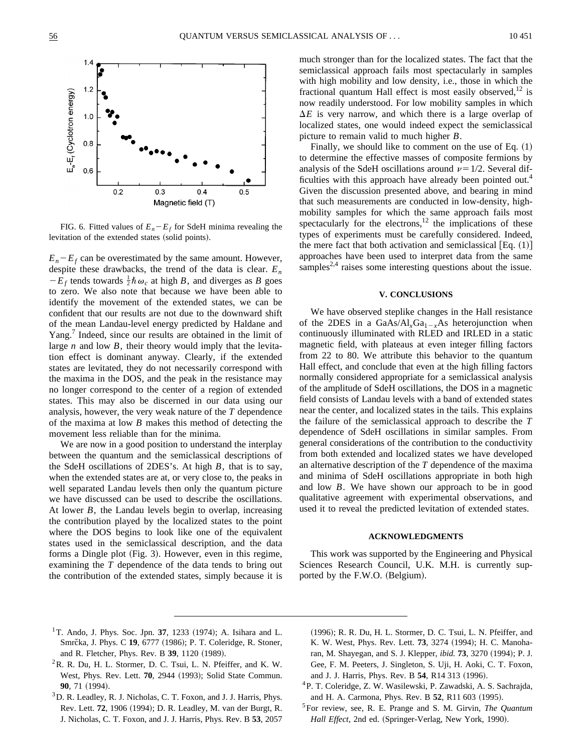FIG. 6. Fitted values of $E_n - E_f$ for SdeH minima revealing the levitation of the extended states (solid points).

$E_n - E_f$ can be overestimated by the same amount. However, despite these drawbacks, the trend of the data is clear. $E_n - E_f$ tends towards $\frac{1}{2}\hbar\omega_c$ at high $B$, and diverges as $B$ goes to zero. We also note that because we have been able to identify the movement of the extended states, we can be confident that our results are not due to the downward shift of the mean Landau-level energy predicted by Haldane and Yang.[7] Indeed, since our results are obtained in the limit of large $n$ and low $B$, their theory would imply that the levitation effect is dominant anyway. Clearly, if the extended states are levitated, they do not necessarily correspond with the maxima in the DOS, and the peak in the resistance may no longer correspond to the center of a region of extended states. This may also be discerned in our data using our analysis, however, the very weak nature of the $T$ dependence of the maxima at low $B$ makes this method of detecting the movement less reliable than for the minima.

We are now in a good position to understand the interplay between the quantum and the semiclassical descriptions of the SdeH oscillations of 2DES's. At high $B$, that is to say, when the extended states are at, or very close to, the peaks in well separated Landau levels then only the quantum picture we have discussed can be used to describe the oscillations. At lower $B$, the Landau levels begin to overlap, increasing the contribution played by the localized states to the point where the DOS begins to look like one of the equivalent states used in the semiclassical description, and the data forms a Dingle plot (Fig. 3). However, even in this regime, examining the $T$ dependence of the data tends to bring out the contribution of the extended states, simply because it is much stronger than for the localized states. The fact that the semiclassical approach fails most spectacularly in samples with high mobility and low density, i.e., those in which the fractional quantum Hall effect is most easily observed,[12] is now readily understood. For low mobility samples in which $\Delta E$ is very narrow, and which there is a large overlap of localized states, one would indeed expect the semiclassical picture to remain valid to much higher $B$.

Finally, we should like to comment on the use of Eq. (1) to determine the effective masses of composite fermions by analysis of the SdeH oscillations around $\nu = 1/2$. Several difficulties with this approach have already been pointed out.[4] Given the discussion presented above, and bearing in mind that such measurements are conducted in low-density, high-mobility samples for which the same approach fails most spectacularly for the electrons,[12] the implications of these types of experiments must be carefully considered. Indeed, the mere fact that both activation and semiclassical [Eq. (1)] approaches have been used to interpret data from the same samples[2,4] raises some interesting questions about the issue.

## V. CONCLUSIONS

We have observed steplike changes in the Hall resistance of the 2DES in a GaAs/Al$_x$Ga$_{1-x}$As heterojunction when continuously illuminated with RLED and IRLED in a static magnetic field, with plateaus at even integer filling factors from 22 to 80. We attribute this behavior to the quantum Hall effect, and conclude that even at the high filling factors normally considered appropriate for a semiclassical analysis of the amplitude of SdeH oscillations, the DOS in a magnetic field consists of Landau levels with a band of extended states near the center, and localized states in the tails. This explains the failure of the semiclassical approach to describe the $T$ dependence of SdeH oscillations in similar samples. From general considerations of the contribution to the conductivity from both extended and localized states we have developed an alternative description of the $T$ dependence of the maxima and minima of SdeH oscillations appropriate in both high and low $B$. We have shown our approach to be in good qualitative agreement with experimental observations, and used it to reveal the predicted levitation of extended states.

## ACKNOWLEDGMENTS

This work was supported by the Engineering and Physical Sciences Research Council, U.K. M.H. is currently supported by the F.W.O. (Belgium).

[1] T. Ando, J. Phys. Soc. Jpn. **37**, 1233 (1974); A. Isihara and L. Smrčka, J. Phys. C **19**, 6777 (1986); P. T. Coleridge, R. Stoner, and R. Fletcher, Phys. Rev. B **39**, 1120 (1989).

[2] R. R. Du, H. L. Stormer, D. C. Tsui, L. N. Pfeiffer, and K. W. West, Phys. Rev. Lett. **70**, 2944 (1993); Solid State Commun. **90**, 71 (1994).

[3] D. R. Leadley, R. J. Nicholas, C. T. Foxon, and J. J. Harris, Phys. Rev. Lett. **72**, 1906 (1994); D. R. Leadley, M. van der Burgt, R. J. Nicholas, C. T. Foxon, and J. J. Harris, Phys. Rev. B **53**, 2057 (1996); R. R. Du, H. L. Stormer, D. C. Tsui, L. N. Pfeiffer, and K. W. West, Phys. Rev. Lett. **73**, 3274 (1994); H. C. Manoharan, M. Shayegan, and S. J. Klepper, *ibid.* **73**, 3270 (1994); P. J. Gee, F. M. Peeters, J. Singleton, S. Uji, H. Aoki, C. T. Foxon, and J. J. Harris, Phys. Rev. B **54**, R14 313 (1996).

[4] P. T. Coleridge, Z. W. Wasilewski, P. Zawadski, A. S. Sachrajda, and H. A. Carmona, Phys. Rev. B **52**, R11 603 (1995).

[5] For review, see, R. E. Prange and S. M. Girvin, *The Quantum Hall Effect*, 2nd ed. (Springer-Verlag, New York, 1990).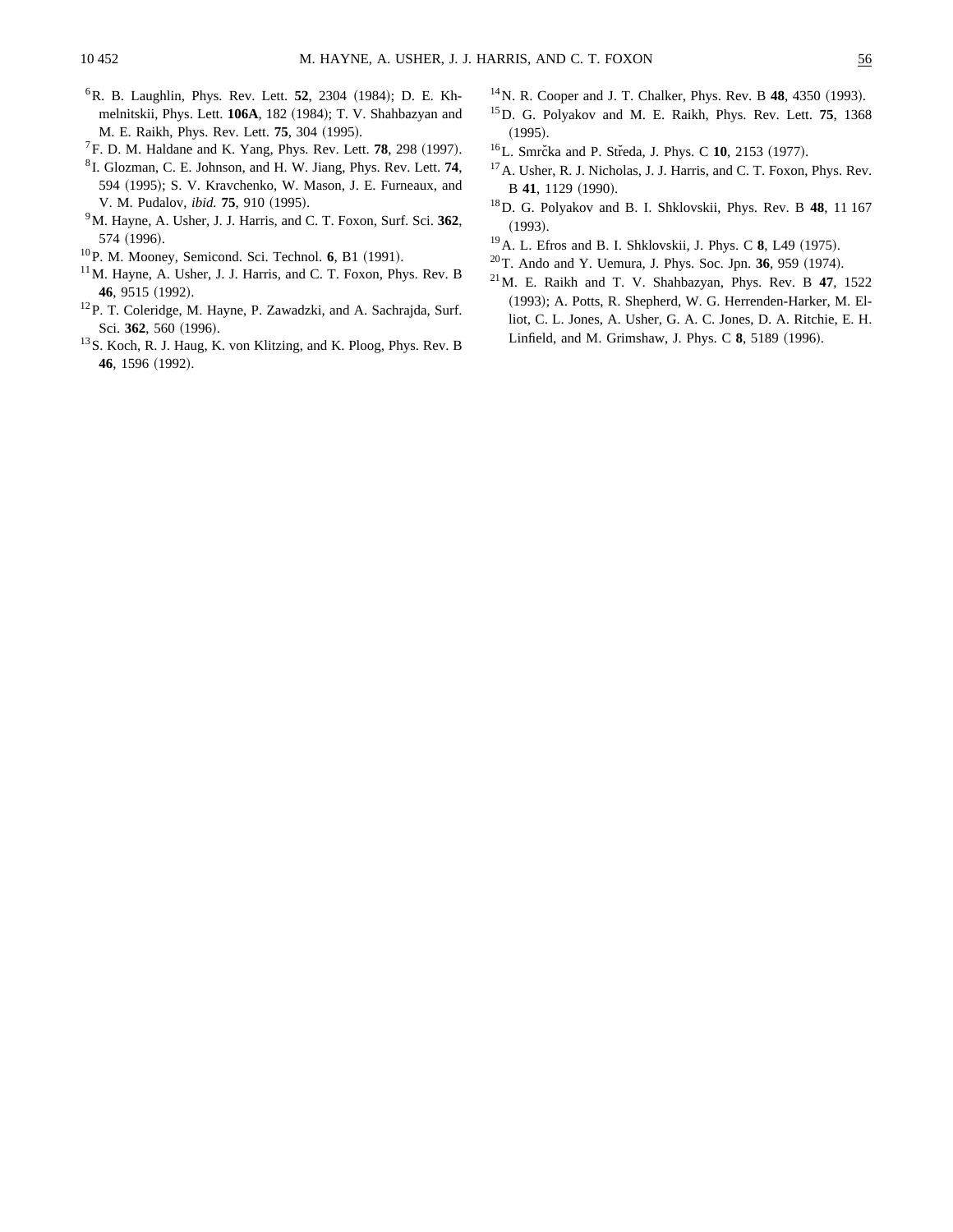[6] R. B. Laughlin, Phys. Rev. Lett. **52**, 2304 (1984); D. E. Khmelnitskii, Phys. Lett. **106A**, 182 (1984); T. V. Shahbazyan and M. E. Raikh, Phys. Rev. Lett. **75**, 304 (1995).

[7] F. D. M. Haldane and K. Yang, Phys. Rev. Lett. **78**, 298 (1997).

[8] I. Glozman, C. E. Johnson, and H. W. Jiang, Phys. Rev. Lett. **74**, 594 (1995); S. V. Kravchenko, W. Mason, J. E. Furneaux, and V. M. Pudalov, *ibid.* **75**, 910 (1995).

[9] M. Hayne, A. Usher, J. J. Harris, and C. T. Foxon, Surf. Sci. **362**, 574 (1996).

[10] P. M. Mooney, Semicond. Sci. Technol. **6**, B1 (1991).

[11] M. Hayne, A. Usher, J. J. Harris, and C. T. Foxon, Phys. Rev. B **46**, 9515 (1992).

[12] P. T. Coleridge, M. Hayne, P. Zawadzki, and A. Sachrajda, Surf. Sci. **362**, 560 (1996).

[13] S. Koch, R. J. Haug, K. von Klitzing, and K. Ploog, Phys. Rev. B **46**, 1596 (1992).

[14] N. R. Cooper and J. T. Chalker, Phys. Rev. B **48**, 4350 (1993).

[15] D. G. Polyakov and M. E. Raikh, Phys. Rev. Lett. **75**, 1368 (1995).

[16] L. Smrčka and P. Středa, J. Phys. C **10**, 2153 (1977).

[17] A. Usher, R. J. Nicholas, J. J. Harris, and C. T. Foxon, Phys. Rev. B **41**, 1129 (1990).

[18] D. G. Polyakov and B. I. Shklovskii, Phys. Rev. B **48**, 11 167 (1993).

[19] A. L. Efros and B. I. Shklovskii, J. Phys. C **8**, L49 (1975).

[20] T. Ando and Y. Uemura, J. Phys. Soc. Jpn. **36**, 959 (1974).

[21] M. E. Raikh and T. V. Shahbazyan, Phys. Rev. B **47**, 1522 (1993); A. Potts, R. Shepherd, W. G. Herrenden-Harker, M. Elliot, C. L. Jones, A. Usher, G. A. C. Jones, D. A. Ritchie, E. H. Linfield, and M. Grimshaw, J. Phys. C **8**, 5189 (1996).